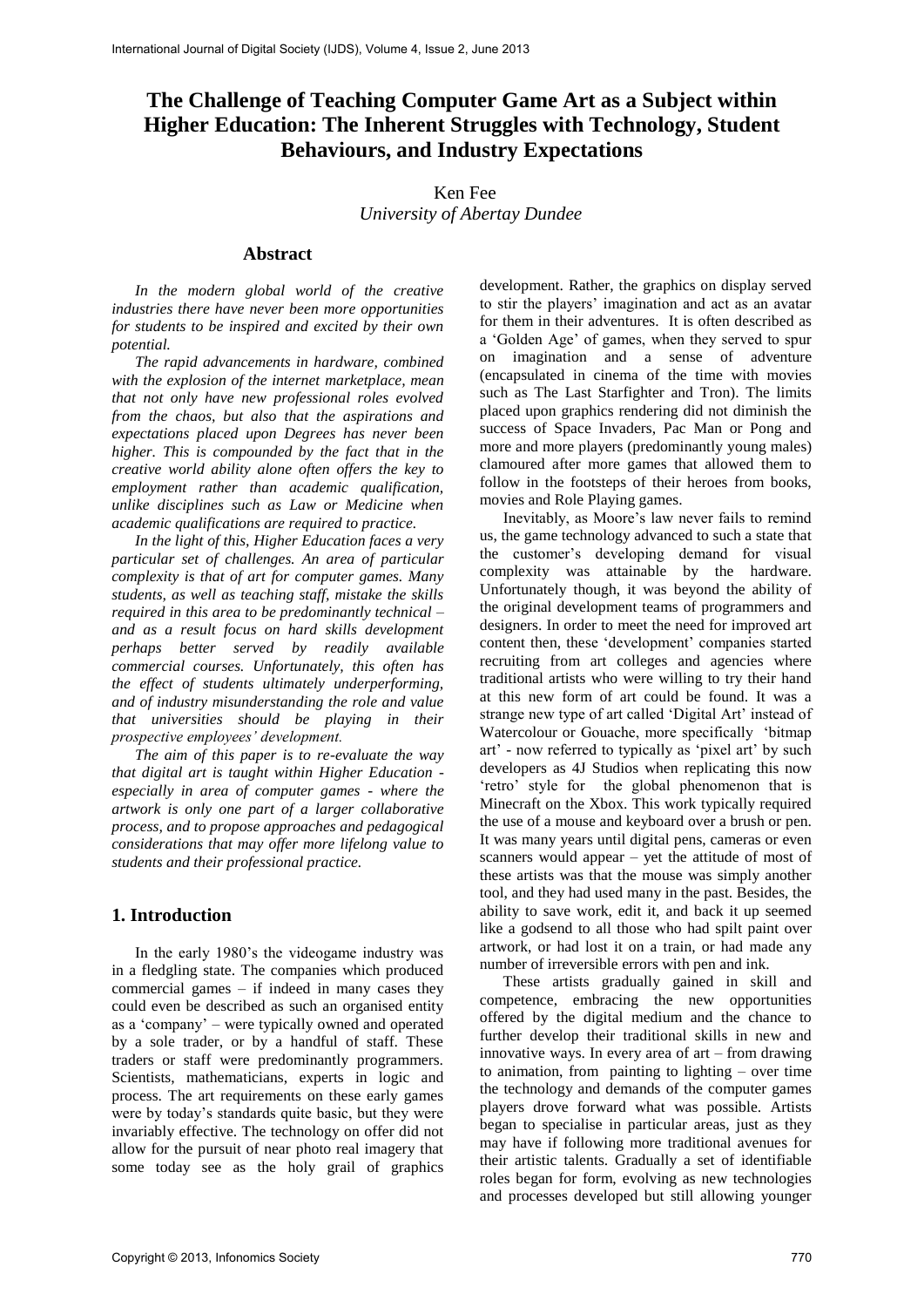# The Challenge of Teaching Computer Game Art as a Subject within Higher Education: The Inherent Struggles with Technology, Student Behaviours, and Industry Expectations

Ken Fee
*University of Abertay Dundee*

## Abstract

*In the modern global world of the creative industries there have never been more opportunities for students to be inspired and excited by their own potential.*

*The rapid advancements in hardware, combined with the explosion of the internet marketplace, mean that not only have new professional roles evolved from the chaos, but also that the aspirations and expectations placed upon Degrees has never been higher. This is compounded by the fact that in the creative world ability alone often offers the key to employment rather than academic qualification, unlike disciplines such as Law or Medicine when academic qualifications are required to practice.*

*In the light of this, Higher Education faces a very particular set of challenges. An area of particular complexity is that of art for computer games. Many students, as well as teaching staff, mistake the skills required in this area to be predominantly technical – and as a result focus on hard skills development perhaps better served by readily available commercial courses. Unfortunately, this often has the effect of students ultimately underperforming, and of industry misunderstanding the role and value that universities should be playing in their prospective employees' development.*

*The aim of this paper is to re-evaluate the way that digital art is taught within Higher Education - especially in area of computer games - where the artwork is only one part of a larger collaborative process, and to propose approaches and pedagogical considerations that may offer more lifelong value to students and their professional practice.*

## 1. Introduction

In the early 1980's the videogame industry was in a fledgling state. The companies which produced commercial games – if indeed in many cases they could even be described as such an organised entity as a 'company' – were typically owned and operated by a sole trader, or by a handful of staff. These traders or staff were predominantly programmers. Scientists, mathematicians, experts in logic and process. The art requirements on these early games were by today's standards quite basic, but they were invariably effective. The technology on offer did not allow for the pursuit of near photo real imagery that some today see as the holy grail of graphics development. Rather, the graphics on display served to stir the players' imagination and act as an avatar for them in their adventures. It is often described as a 'Golden Age' of games, when they served to spur on imagination and a sense of adventure (encapsulated in cinema of the time with movies such as The Last Starfighter and Tron). The limits placed upon graphics rendering did not diminish the success of Space Invaders, Pac Man or Pong and more and more players (predominantly young males) clamoured after more games that allowed them to follow in the footsteps of their heroes from books, movies and Role Playing games.

Inevitably, as Moore's law never fails to remind us, the game technology advanced to such a state that the customer's developing demand for visual complexity was attainable by the hardware. Unfortunately though, it was beyond the ability of the original development teams of programmers and designers. In order to meet the need for improved art content then, these 'development' companies started recruiting from art colleges and agencies where traditional artists who were willing to try their hand at this new form of art could be found. It was a strange new type of art called 'Digital Art' instead of Watercolour or Gouache, more specifically 'bitmap art' - now referred to typically as 'pixel art' by such developers as 4J Studios when replicating this now 'retro' style for the global phenomenon that is Minecraft on the Xbox. This work typically required the use of a mouse and keyboard over a brush or pen. It was many years until digital pens, cameras or even scanners would appear – yet the attitude of most of these artists was that the mouse was simply another tool, and they had used many in the past. Besides, the ability to save work, edit it, and back it up seemed like a godsend to all those who had spilt paint over artwork, or had lost it on a train, or had made any number of irreversible errors with pen and ink.

These artists gradually gained in skill and competence, embracing the new opportunities offered by the digital medium and the chance to further develop their traditional skills in new and innovative ways. In every area of art – from drawing to animation, from painting to lighting – over time the technology and demands of the computer games players drove forward what was possible. Artists began to specialise in particular areas, just as they may have if following more traditional avenues for their artistic talents. Gradually a set of identifiable roles began for form, evolving as new technologies and processes developed but still allowing younger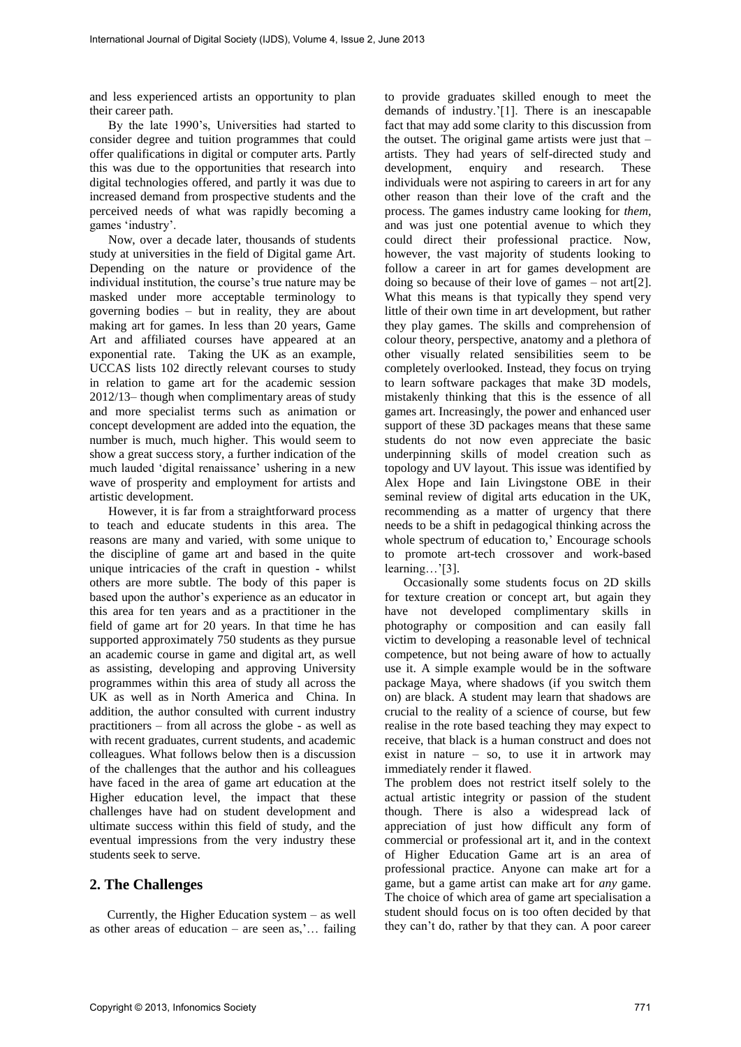and less experienced artists an opportunity to plan their career path.

By the late 1990's, Universities had started to consider degree and tuition programmes that could offer qualifications in digital or computer arts. Partly this was due to the opportunities that research into digital technologies offered, and partly it was due to increased demand from prospective students and the perceived needs of what was rapidly becoming a games 'industry'.

Now, over a decade later, thousands of students study at universities in the field of Digital game Art. Depending on the nature or providence of the individual institution, the course's true nature may be masked under more acceptable terminology to governing bodies – but in reality, they are about making art for games. In less than 20 years, Game Art and affiliated courses have appeared at an exponential rate. Taking the UK as an example, UCCAS lists 102 directly relevant courses to study in relation to game art for the academic session 2012/13– though when complimentary areas of study and more specialist terms such as animation or concept development are added into the equation, the number is much, much higher. This would seem to show a great success story, a further indication of the much lauded 'digital renaissance' ushering in a new wave of prosperity and employment for artists and artistic development.

However, it is far from a straightforward process to teach and educate students in this area. The reasons are many and varied, with some unique to the discipline of game art and based in the quite unique intricacies of the craft in question - whilst others are more subtle. The body of this paper is based upon the author's experience as an educator in this area for ten years and as a practitioner in the field of game art for 20 years. In that time he has supported approximately 750 students as they pursue an academic course in game and digital art, as well as assisting, developing and approving University programmes within this area of study all across the UK as well as in North America and China. In addition, the author consulted with current industry practitioners – from all across the globe - as well as with recent graduates, current students, and academic colleagues. What follows below then is a discussion of the challenges that the author and his colleagues have faced in the area of game art education at the Higher education level, the impact that these challenges have had on student development and ultimate success within this field of study, and the eventual impressions from the very industry these students seek to serve.

## 2. The Challenges

Currently, the Higher Education system – as well as other areas of education – are seen as,'… failing to provide graduates skilled enough to meet the demands of industry.'[1]. There is an inescapable fact that may add some clarity to this discussion from the outset. The original game artists were just that – artists. They had years of self-directed study and development, enquiry and research. These individuals were not aspiring to careers in art for any other reason than their love of the craft and the process. The games industry came looking for *them*, and was just one potential avenue to which they could direct their professional practice. Now, however, the vast majority of students looking to follow a career in art for games development are doing so because of their love of games – not art[2]. What this means is that typically they spend very little of their own time in art development, but rather they play games. The skills and comprehension of colour theory, perspective, anatomy and a plethora of other visually related sensibilities seem to be completely overlooked. Instead, they focus on trying to learn software packages that make 3D models, mistakenly thinking that this is the essence of all games art. Increasingly, the power and enhanced user support of these 3D packages means that these same students do not now even appreciate the basic underpinning skills of model creation such as topology and UV layout. This issue was identified by Alex Hope and Iain Livingstone OBE in their seminal review of digital arts education in the UK, recommending as a matter of urgency that there needs to be a shift in pedagogical thinking across the whole spectrum of education to,' Encourage schools to promote art-tech crossover and work-based learning…'[3].

Occasionally some students focus on 2D skills for texture creation or concept art, but again they have not developed complimentary skills in photography or composition and can easily fall victim to developing a reasonable level of technical competence, but not being aware of how to actually use it. A simple example would be in the software package Maya, where shadows (if you switch them on) are black. A student may learn that shadows are crucial to the reality of a science of course, but few realise in the rote based teaching they may expect to receive, that black is a human construct and does not exist in nature – so, to use it in artwork may immediately render it flawed.

The problem does not restrict itself solely to the actual artistic integrity or passion of the student though. There is also a widespread lack of appreciation of just how difficult any form of commercial or professional art it, and in the context of Higher Education Game art is an area of professional practice. Anyone can make art for a game, but a game artist can make art for *any* game. The choice of which area of game art specialisation a student should focus on is too often decided by that they can't do, rather by that they can. A poor career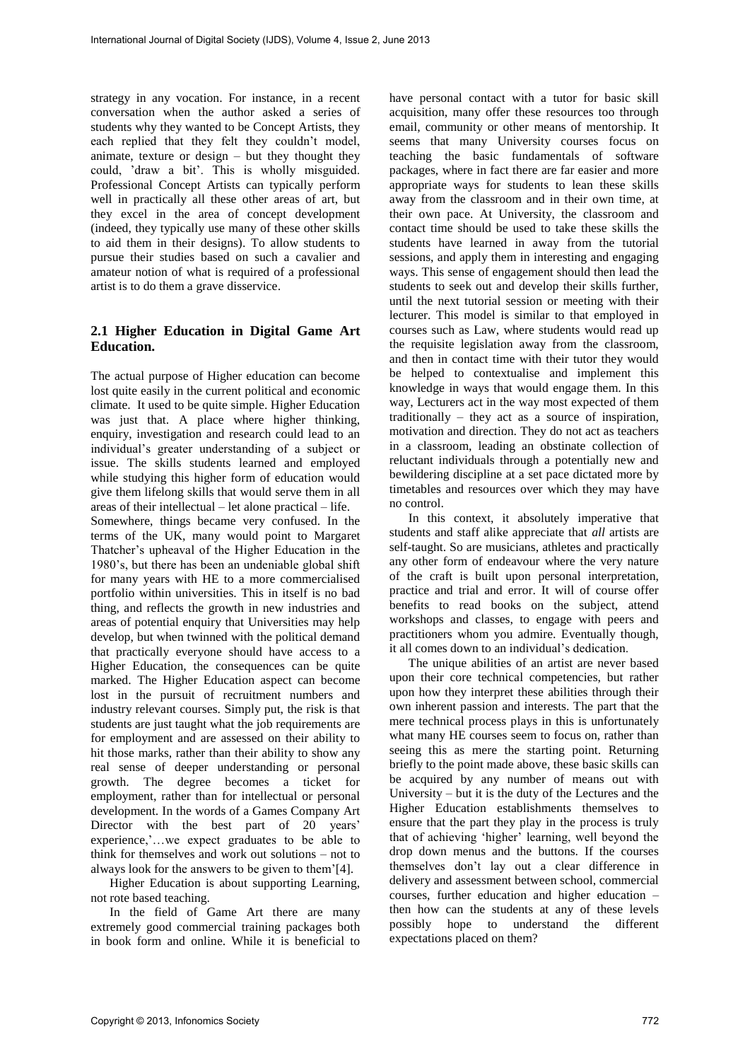strategy in any vocation. For instance, in a recent conversation when the author asked a series of students why they wanted to be Concept Artists, they each replied that they felt they couldn't model, animate, texture or design – but they thought they could, 'draw a bit'. This is wholly misguided. Professional Concept Artists can typically perform well in practically all these other areas of art, but they excel in the area of concept development (indeed, they typically use many of these other skills to aid them in their designs). To allow students to pursue their studies based on such a cavalier and amateur notion of what is required of a professional artist is to do them a grave disservice.

## 2.1 Higher Education in Digital Game Art Education.

The actual purpose of Higher education can become lost quite easily in the current political and economic climate. It used to be quite simple. Higher Education was just that. A place where higher thinking, enquiry, investigation and research could lead to an individual's greater understanding of a subject or issue. The skills students learned and employed while studying this higher form of education would give them lifelong skills that would serve them in all areas of their intellectual – let alone practical – life.

Somewhere, things became very confused. In the terms of the UK, many would point to Margaret Thatcher's upheaval of the Higher Education in the 1980's, but there has been an undeniable global shift for many years with HE to a more commercialised portfolio within universities. This in itself is no bad thing, and reflects the growth in new industries and areas of potential enquiry that Universities may help develop, but when twinned with the political demand that practically everyone should have access to a Higher Education, the consequences can be quite marked. The Higher Education aspect can become lost in the pursuit of recruitment numbers and industry relevant courses. Simply put, the risk is that students are just taught what the job requirements are for employment and are assessed on their ability to hit those marks, rather than their ability to show any real sense of deeper understanding or personal growth. The degree becomes a ticket for employment, rather than for intellectual or personal development. In the words of a Games Company Art Director with the best part of 20 years' experience,'…we expect graduates to be able to think for themselves and work out solutions – not to always look for the answers to be given to them'[4].

Higher Education is about supporting Learning, not rote based teaching.

In the field of Game Art there are many extremely good commercial training packages both in book form and online. While it is beneficial to have personal contact with a tutor for basic skill acquisition, many offer these resources too through email, community or other means of mentorship. It seems that many University courses focus on teaching the basic fundamentals of software packages, where in fact there are far easier and more appropriate ways for students to lean these skills away from the classroom and in their own time, at their own pace. At University, the classroom and contact time should be used to take these skills the students have learned in away from the tutorial sessions, and apply them in interesting and engaging ways. This sense of engagement should then lead the students to seek out and develop their skills further, until the next tutorial session or meeting with their lecturer. This model is similar to that employed in courses such as Law, where students would read up the requisite legislation away from the classroom, and then in contact time with their tutor they would be helped to contextualise and implement this knowledge in ways that would engage them. In this way, Lecturers act in the way most expected of them traditionally – they act as a source of inspiration, motivation and direction. They do not act as teachers in a classroom, leading an obstinate collection of reluctant individuals through a potentially new and bewildering discipline at a set pace dictated more by timetables and resources over which they may have no control.

In this context, it absolutely imperative that students and staff alike appreciate that *all* artists are self-taught. So are musicians, athletes and practically any other form of endeavour where the very nature of the craft is built upon personal interpretation, practice and trial and error. It will of course offer benefits to read books on the subject, attend workshops and classes, to engage with peers and practitioners whom you admire. Eventually though, it all comes down to an individual's dedication.

The unique abilities of an artist are never based upon their core technical competencies, but rather upon how they interpret these abilities through their own inherent passion and interests. The part that the mere technical process plays in this is unfortunately what many HE courses seem to focus on, rather than seeing this as mere the starting point. Returning briefly to the point made above, these basic skills can be acquired by any number of means out with University – but it is the duty of the Lectures and the Higher Education establishments themselves to ensure that the part they play in the process is truly that of achieving 'higher' learning, well beyond the drop down menus and the buttons. If the courses themselves don't lay out a clear difference in delivery and assessment between school, commercial courses, further education and higher education – then how can the students at any of these levels possibly hope to understand the different expectations placed on them?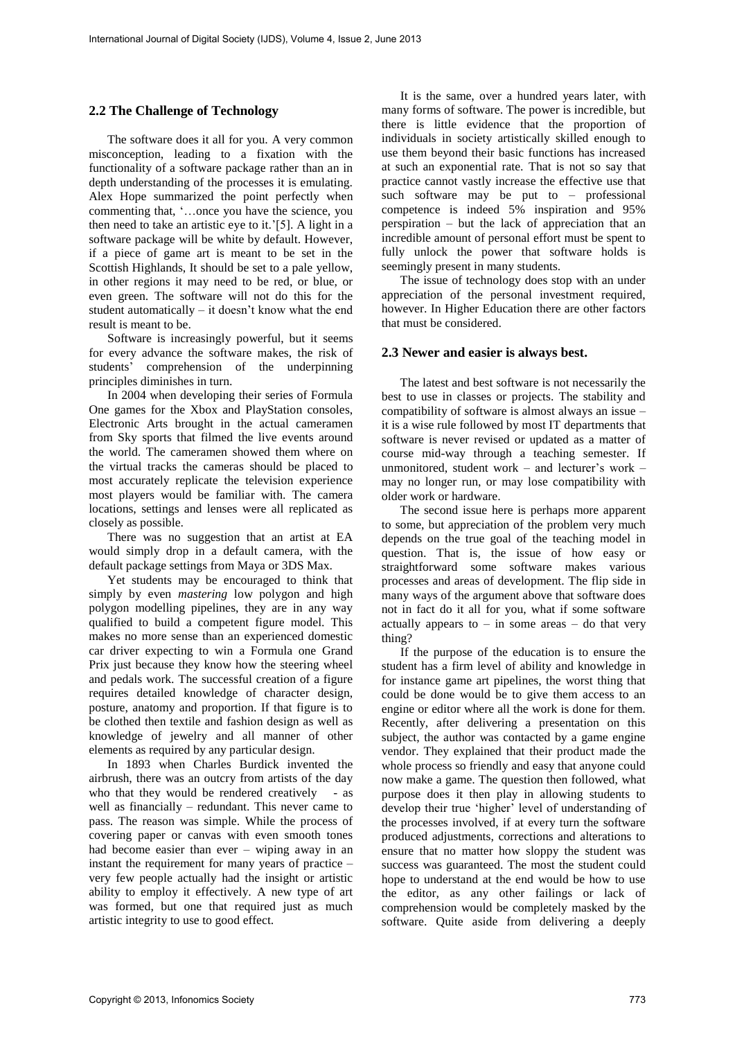## 2.2 The Challenge of Technology

The software does it all for you. A very common misconception, leading to a fixation with the functionality of a software package rather than an in depth understanding of the processes it is emulating. Alex Hope summarized the point perfectly when commenting that, '…once you have the science, you then need to take an artistic eye to it.'[5]. A light in a software package will be white by default. However, if a piece of game art is meant to be set in the Scottish Highlands, It should be set to a pale yellow, in other regions it may need to be red, or blue, or even green. The software will not do this for the student automatically – it doesn't know what the end result is meant to be.

Software is increasingly powerful, but it seems for every advance the software makes, the risk of students' comprehension of the underpinning principles diminishes in turn.

In 2004 when developing their series of Formula One games for the Xbox and PlayStation consoles, Electronic Arts brought in the actual cameramen from Sky sports that filmed the live events around the world. The cameramen showed them where on the virtual tracks the cameras should be placed to most accurately replicate the television experience most players would be familiar with. The camera locations, settings and lenses were all replicated as closely as possible.

There was no suggestion that an artist at EA would simply drop in a default camera, with the default package settings from Maya or 3DS Max.

Yet students may be encouraged to think that simply by even *mastering* low polygon and high polygon modelling pipelines, they are in any way qualified to build a competent figure model. This makes no more sense than an experienced domestic car driver expecting to win a Formula one Grand Prix just because they know how the steering wheel and pedals work. The successful creation of a figure requires detailed knowledge of character design, posture, anatomy and proportion. If that figure is to be clothed then textile and fashion design as well as knowledge of jewelry and all manner of other elements as required by any particular design.

In 1893 when Charles Burdick invented the airbrush, there was an outcry from artists of the day who that they would be rendered creatively - as well as financially – redundant. This never came to pass. The reason was simple. While the process of covering paper or canvas with even smooth tones had become easier than ever – wiping away in an instant the requirement for many years of practice – very few people actually had the insight or artistic ability to employ it effectively. A new type of art was formed, but one that required just as much artistic integrity to use to good effect.

It is the same, over a hundred years later, with many forms of software. The power is incredible, but there is little evidence that the proportion of individuals in society artistically skilled enough to use them beyond their basic functions has increased at such an exponential rate. That is not so say that practice cannot vastly increase the effective use that such software may be put to – professional competence is indeed 5% inspiration and 95% perspiration – but the lack of appreciation that an incredible amount of personal effort must be spent to fully unlock the power that software holds is seemingly present in many students.

The issue of technology does stop with an under appreciation of the personal investment required, however. In Higher Education there are other factors that must be considered.

## 2.3 Newer and easier is always best.

The latest and best software is not necessarily the best to use in classes or projects. The stability and compatibility of software is almost always an issue – it is a wise rule followed by most IT departments that software is never revised or updated as a matter of course mid-way through a teaching semester. If unmonitored, student work – and lecturer's work – may no longer run, or may lose compatibility with older work or hardware.

The second issue here is perhaps more apparent to some, but appreciation of the problem very much depends on the true goal of the teaching model in question. That is, the issue of how easy or straightforward some software makes various processes and areas of development. The flip side in many ways of the argument above that software does not in fact do it all for you, what if some software actually appears to – in some areas – do that very thing?

If the purpose of the education is to ensure the student has a firm level of ability and knowledge in for instance game art pipelines, the worst thing that could be done would be to give them access to an engine or editor where all the work is done for them. Recently, after delivering a presentation on this subject, the author was contacted by a game engine vendor. They explained that their product made the whole process so friendly and easy that anyone could now make a game. The question then followed, what purpose does it then play in allowing students to develop their true 'higher' level of understanding of the processes involved, if at every turn the software produced adjustments, corrections and alterations to ensure that no matter how sloppy the student was success was guaranteed. The most the student could hope to understand at the end would be how to use the editor, as any other failings or lack of comprehension would be completely masked by the software. Quite aside from delivering a deeply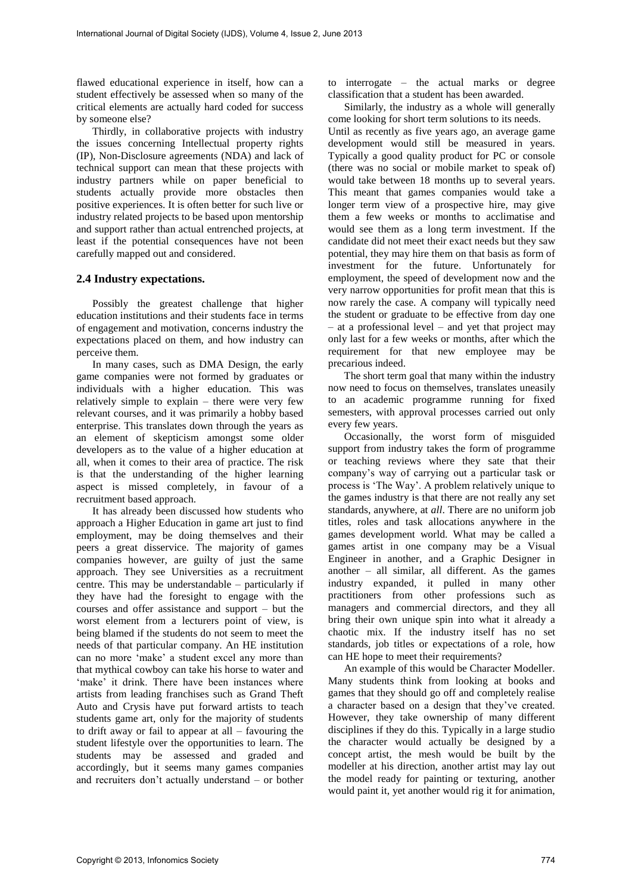flawed educational experience in itself, how can a student effectively be assessed when so many of the critical elements are actually hard coded for success by someone else?

Thirdly, in collaborative projects with industry the issues concerning Intellectual property rights (IP), Non-Disclosure agreements (NDA) and lack of technical support can mean that these projects with industry partners while on paper beneficial to students actually provide more obstacles then positive experiences. It is often better for such live or industry related projects to be based upon mentorship and support rather than actual entrenched projects, at least if the potential consequences have not been carefully mapped out and considered.

## 2.4 Industry expectations.

Possibly the greatest challenge that higher education institutions and their students face in terms of engagement and motivation, concerns industry the expectations placed on them, and how industry can perceive them.

In many cases, such as DMA Design, the early game companies were not formed by graduates or individuals with a higher education. This was relatively simple to explain – there were very few relevant courses, and it was primarily a hobby based enterprise. This translates down through the years as an element of skepticism amongst some older developers as to the value of a higher education at all, when it comes to their area of practice. The risk is that the understanding of the higher learning aspect is missed completely, in favour of a recruitment based approach.

It has already been discussed how students who approach a Higher Education in game art just to find employment, may be doing themselves and their peers a great disservice. The majority of games companies however, are guilty of just the same approach. They see Universities as a recruitment centre. This may be understandable – particularly if they have had the foresight to engage with the courses and offer assistance and support – but the worst element from a lecturers point of view, is being blamed if the students do not seem to meet the needs of that particular company. An HE institution can no more 'make' a student excel any more than that mythical cowboy can take his horse to water and 'make' it drink. There have been instances where artists from leading franchises such as Grand Theft Auto and Crysis have put forward artists to teach students game art, only for the majority of students to drift away or fail to appear at all – favouring the student lifestyle over the opportunities to learn. The students may be assessed and graded and accordingly, but it seems many games companies and recruiters don't actually understand – or bother to interrogate – the actual marks or degree classification that a student has been awarded.

Similarly, the industry as a whole will generally come looking for short term solutions to its needs. Until as recently as five years ago, an average game development would still be measured in years. Typically a good quality product for PC or console (there was no social or mobile market to speak of) would take between 18 months up to several years. This meant that games companies would take a longer term view of a prospective hire, may give them a few weeks or months to acclimatise and would see them as a long term investment. If the candidate did not meet their exact needs but they saw potential, they may hire them on that basis as form of investment for the future. Unfortunately for employment, the speed of development now and the very narrow opportunities for profit mean that this is now rarely the case. A company will typically need the student or graduate to be effective from day one – at a professional level – and yet that project may only last for a few weeks or months, after which the requirement for that new employee may be precarious indeed.

The short term goal that many within the industry now need to focus on themselves, translates uneasily to an academic programme running for fixed semesters, with approval processes carried out only every few years.

Occasionally, the worst form of misguided support from industry takes the form of programme or teaching reviews where they sate that their company's way of carrying out a particular task or process is 'The Way'. A problem relatively unique to the games industry is that there are not really any set standards, anywhere, at *all*. There are no uniform job titles, roles and task allocations anywhere in the games development world. What may be called a games artist in one company may be a Visual Engineer in another, and a Graphic Designer in another – all similar, all different. As the games industry expanded, it pulled in many other practitioners from other professions such as managers and commercial directors, and they all bring their own unique spin into what it already a chaotic mix. If the industry itself has no set standards, job titles or expectations of a role, how can HE hope to meet their requirements?

An example of this would be Character Modeller. Many students think from looking at books and games that they should go off and completely realise a character based on a design that they've created. However, they take ownership of many different disciplines if they do this. Typically in a large studio the character would actually be designed by a concept artist, the mesh would be built by the modeller at his direction, another artist may lay out the model ready for painting or texturing, another would paint it, yet another would rig it for animation,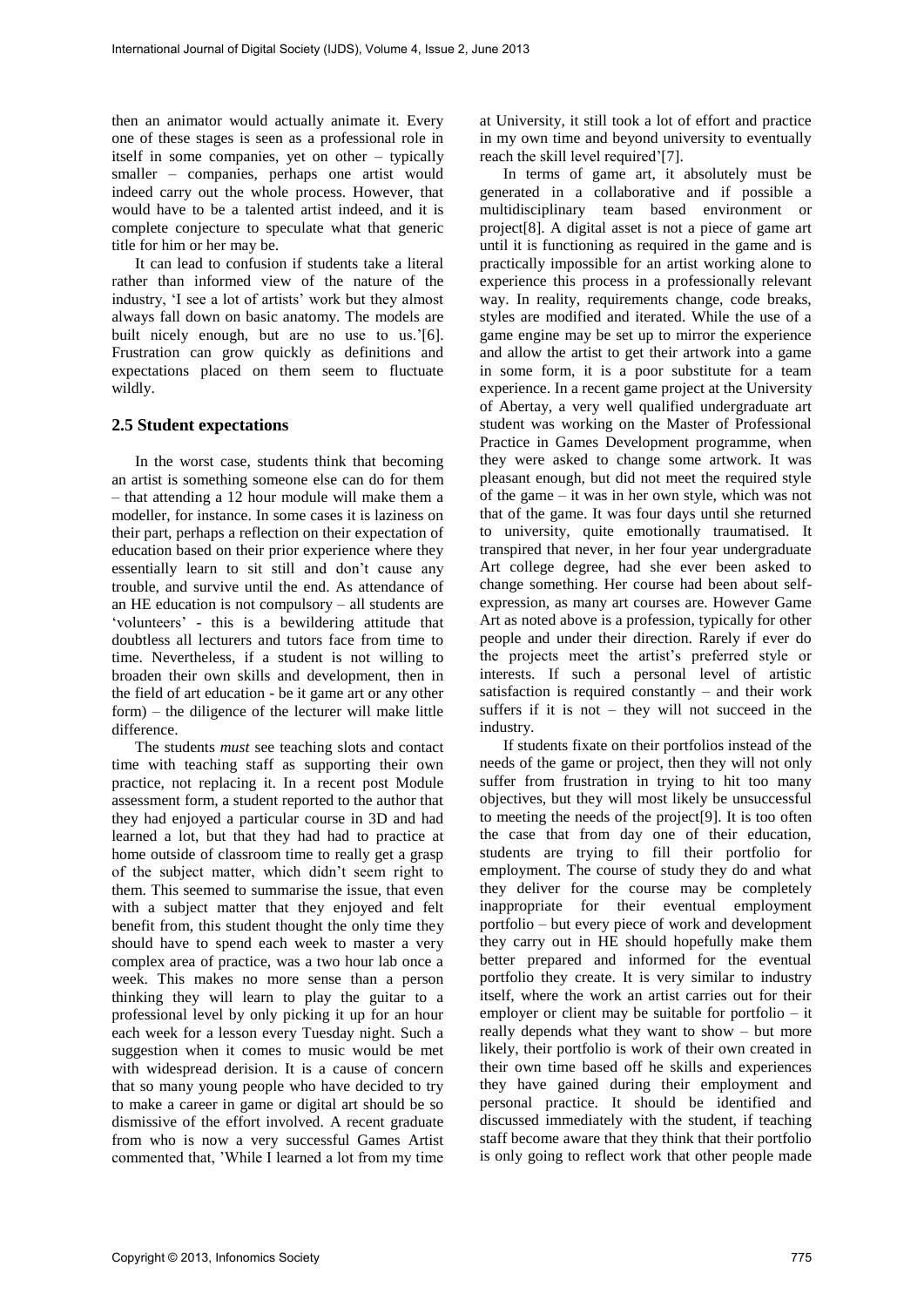then an animator would actually animate it. Every one of these stages is seen as a professional role in itself in some companies, yet on other – typically smaller – companies, perhaps one artist would indeed carry out the whole process. However, that would have to be a talented artist indeed, and it is complete conjecture to speculate what that generic title for him or her may be.

It can lead to confusion if students take a literal rather than informed view of the nature of the industry, 'I see a lot of artists' work but they almost always fall down on basic anatomy. The models are built nicely enough, but are no use to us.'[6]. Frustration can grow quickly as definitions and expectations placed on them seem to fluctuate wildly.

## 2.5 Student expectations

In the worst case, students think that becoming an artist is something someone else can do for them – that attending a 12 hour module will make them a modeller, for instance. In some cases it is laziness on their part, perhaps a reflection on their expectation of education based on their prior experience where they essentially learn to sit still and don't cause any trouble, and survive until the end. As attendance of an HE education is not compulsory – all students are 'volunteers' - this is a bewildering attitude that doubtless all lecturers and tutors face from time to time. Nevertheless, if a student is not willing to broaden their own skills and development, then in the field of art education - be it game art or any other form) – the diligence of the lecturer will make little difference.

The students *must* see teaching slots and contact time with teaching staff as supporting their own practice, not replacing it. In a recent post Module assessment form, a student reported to the author that they had enjoyed a particular course in 3D and had learned a lot, but that they had had to practice at home outside of classroom time to really get a grasp of the subject matter, which didn't seem right to them. This seemed to summarise the issue, that even with a subject matter that they enjoyed and felt benefit from, this student thought the only time they should have to spend each week to master a very complex area of practice, was a two hour lab once a week. This makes no more sense than a person thinking they will learn to play the guitar to a professional level by only picking it up for an hour each week for a lesson every Tuesday night. Such a suggestion when it comes to music would be met with widespread derision. It is a cause of concern that so many young people who have decided to try to make a career in game or digital art should be so dismissive of the effort involved. A recent graduate from who is now a very successful Games Artist commented that, 'While I learned a lot from my time at University, it still took a lot of effort and practice in my own time and beyond university to eventually reach the skill level required'[7].

In terms of game art, it absolutely must be generated in a collaborative and if possible a multidisciplinary team based environment or project[8]. A digital asset is not a piece of game art until it is functioning as required in the game and is practically impossible for an artist working alone to experience this process in a professionally relevant way. In reality, requirements change, code breaks, styles are modified and iterated. While the use of a game engine may be set up to mirror the experience and allow the artist to get their artwork into a game in some form, it is a poor substitute for a team experience. In a recent game project at the University of Abertay, a very well qualified undergraduate art student was working on the Master of Professional Practice in Games Development programme, when they were asked to change some artwork. It was pleasant enough, but did not meet the required style of the game – it was in her own style, which was not that of the game. It was four days until she returned to university, quite emotionally traumatised. It transpired that never, in her four year undergraduate Art college degree, had she ever been asked to change something. Her course had been about self-expression, as many art courses are. However Game Art as noted above is a profession, typically for other people and under their direction. Rarely if ever do the projects meet the artist's preferred style or interests. If such a personal level of artistic satisfaction is required constantly – and their work suffers if it is not – they will not succeed in the industry.

If students fixate on their portfolios instead of the needs of the game or project, then they will not only suffer from frustration in trying to hit too many objectives, but they will most likely be unsuccessful to meeting the needs of the project[9]. It is too often the case that from day one of their education, students are trying to fill their portfolio for employment. The course of study they do and what they deliver for the course may be completely inappropriate for their eventual employment portfolio – but every piece of work and development they carry out in HE should hopefully make them better prepared and informed for the eventual portfolio they create. It is very similar to industry itself, where the work an artist carries out for their employer or client may be suitable for portfolio – it really depends what they want to show – but more likely, their portfolio is work of their own created in their own time based off he skills and experiences they have gained during their employment and personal practice. It should be identified and discussed immediately with the student, if teaching staff become aware that they think that their portfolio is only going to reflect work that other people made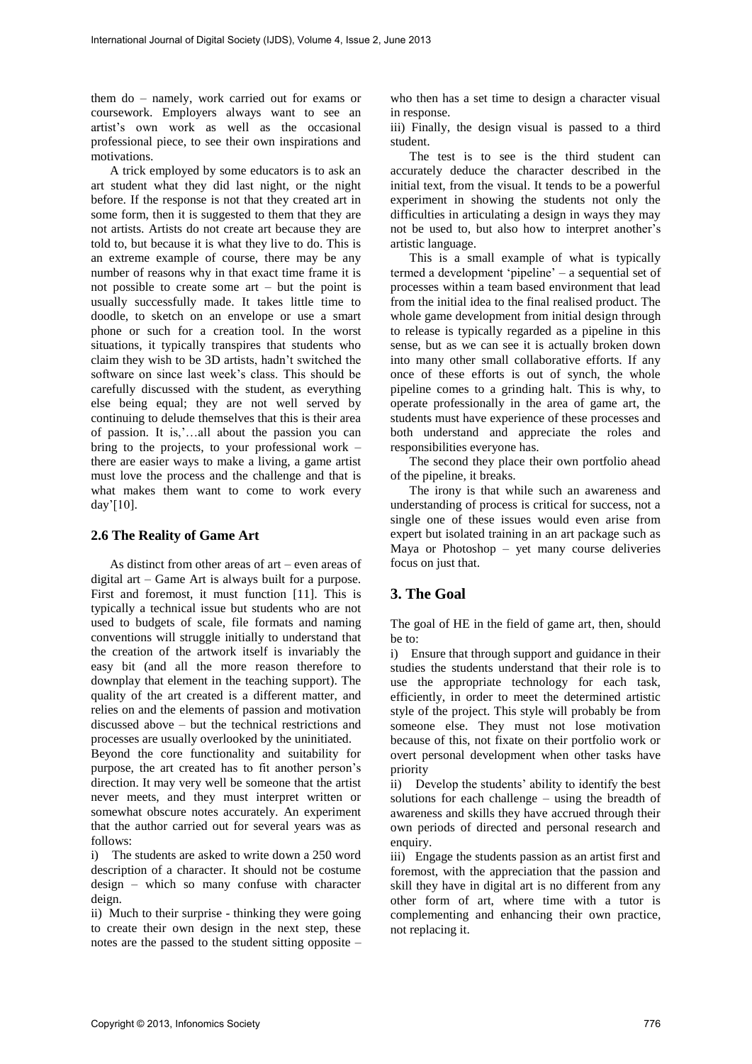them do – namely, work carried out for exams or coursework. Employers always want to see an artist's own work as well as the occasional professional piece, to see their own inspirations and motivations.

A trick employed by some educators is to ask an art student what they did last night, or the night before. If the response is not that they created art in some form, then it is suggested to them that they are not artists. Artists do not create art because they are told to, but because it is what they live to do. This is an extreme example of course, there may be any number of reasons why in that exact time frame it is not possible to create some art – but the point is usually successfully made. It takes little time to doodle, to sketch on an envelope or use a smart phone or such for a creation tool. In the worst situations, it typically transpires that students who claim they wish to be 3D artists, hadn't switched the software on since last week's class. This should be carefully discussed with the student, as everything else being equal; they are not well served by continuing to delude themselves that this is their area of passion. It is,'…all about the passion you can bring to the projects, to your professional work – there are easier ways to make a living, a game artist must love the process and the challenge and that is what makes them want to come to work every day'[10].

### 2.6 The Reality of Game Art

As distinct from other areas of art – even areas of digital art – Game Art is always built for a purpose. First and foremost, it must function [11]. This is typically a technical issue but students who are not used to budgets of scale, file formats and naming conventions will struggle initially to understand that the creation of the artwork itself is invariably the easy bit (and all the more reason therefore to downplay that element in the teaching support). The quality of the art created is a different matter, and relies on and the elements of passion and motivation discussed above – but the technical restrictions and processes are usually overlooked by the uninitiated.

Beyond the core functionality and suitability for purpose, the art created has to fit another person's direction. It may very well be someone that the artist never meets, and they must interpret written or somewhat obscure notes accurately. An experiment that the author carried out for several years was as follows:

i) The students are asked to write down a 250 word description of a character. It should not be costume design – which so many confuse with character deign.

ii) Much to their surprise - thinking they were going to create their own design in the next step, these notes are the passed to the student sitting opposite – who then has a set time to design a character visual in response.

iii) Finally, the design visual is passed to a third student.

The test is to see is the third student can accurately deduce the character described in the initial text, from the visual. It tends to be a powerful experiment in showing the students not only the difficulties in articulating a design in ways they may not be used to, but also how to interpret another's artistic language.

This is a small example of what is typically termed a development 'pipeline' – a sequential set of processes within a team based environment that lead from the initial idea to the final realised product. The whole game development from initial design through to release is typically regarded as a pipeline in this sense, but as we can see it is actually broken down into many other small collaborative efforts. If any once of these efforts is out of synch, the whole pipeline comes to a grinding halt. This is why, to operate professionally in the area of game art, the students must have experience of these processes and both understand and appreciate the roles and responsibilities everyone has.

The second they place their own portfolio ahead of the pipeline, it breaks.

The irony is that while such an awareness and understanding of process is critical for success, not a single one of these issues would even arise from expert but isolated training in an art package such as Maya or Photoshop – yet many course deliveries focus on just that.

## 3. The Goal

The goal of HE in the field of game art, then, should be to:

i) Ensure that through support and guidance in their studies the students understand that their role is to use the appropriate technology for each task, efficiently, in order to meet the determined artistic style of the project. This style will probably be from someone else. They must not lose motivation because of this, not fixate on their portfolio work or overt personal development when other tasks have priority

ii) Develop the students' ability to identify the best solutions for each challenge – using the breadth of awareness and skills they have accrued through their own periods of directed and personal research and enquiry.

iii) Engage the students passion as an artist first and foremost, with the appreciation that the passion and skill they have in digital art is no different from any other form of art, where time with a tutor is complementing and enhancing their own practice, not replacing it.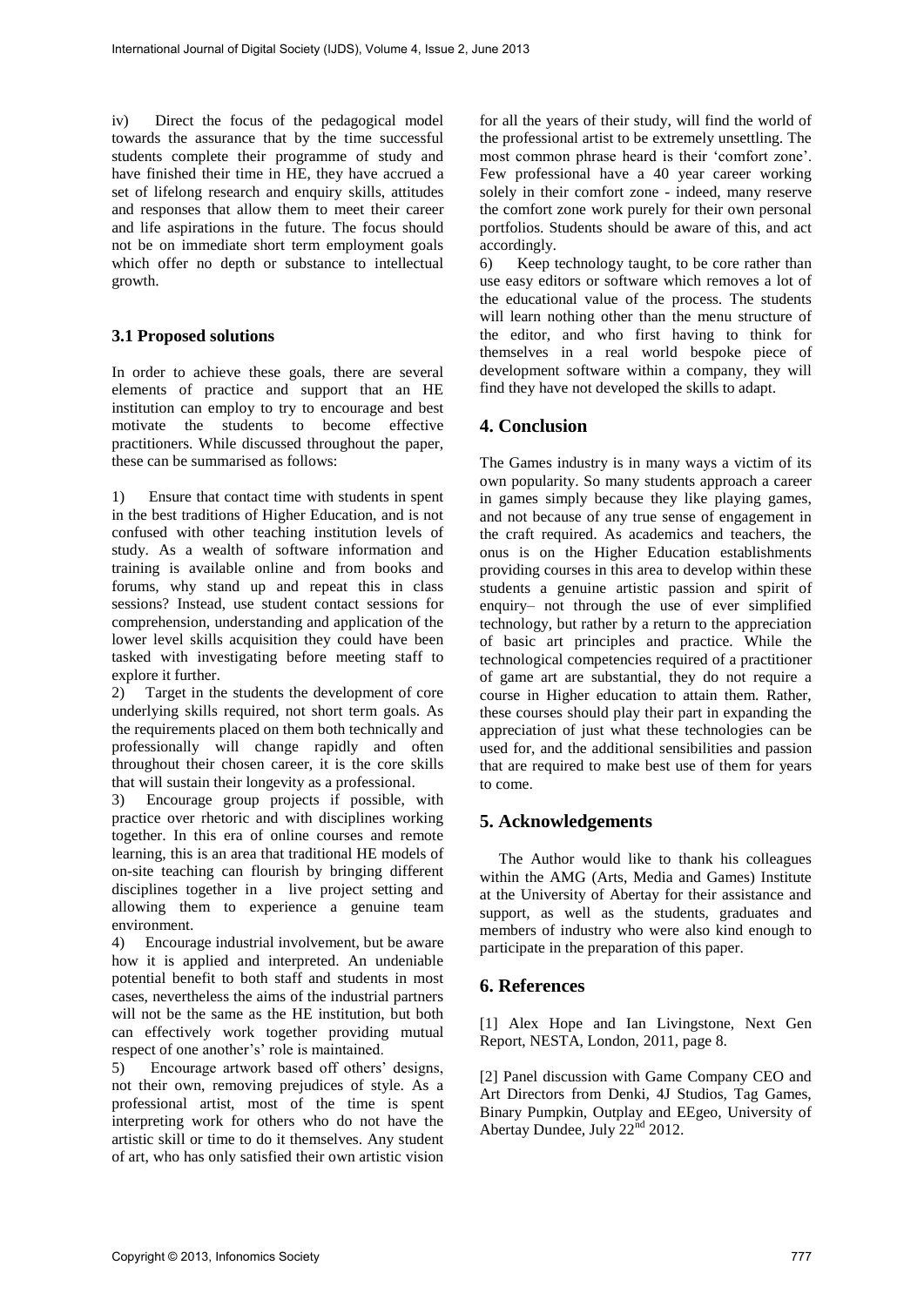iv) Direct the focus of the pedagogical model towards the assurance that by the time successful students complete their programme of study and have finished their time in HE, they have accrued a set of lifelong research and enquiry skills, attitudes and responses that allow them to meet their career and life aspirations in the future. The focus should not be on immediate short term employment goals which offer no depth or substance to intellectual growth.

### 3.1 Proposed solutions

In order to achieve these goals, there are several elements of practice and support that an HE institution can employ to try to encourage and best motivate the students to become effective practitioners. While discussed throughout the paper, these can be summarised as follows:

1) Ensure that contact time with students in spent in the best traditions of Higher Education, and is not confused with other teaching institution levels of study. As a wealth of software information and training is available online and from books and forums, why stand up and repeat this in class sessions? Instead, use student contact sessions for comprehension, understanding and application of the lower level skills acquisition they could have been tasked with investigating before meeting staff to explore it further.

2) Target in the students the development of core underlying skills required, not short term goals. As the requirements placed on them both technically and professionally will change rapidly and often throughout their chosen career, it is the core skills that will sustain their longevity as a professional.

3) Encourage group projects if possible, with practice over rhetoric and with disciplines working together. In this era of online courses and remote learning, this is an area that traditional HE models of on-site teaching can flourish by bringing different disciplines together in a live project setting and allowing them to experience a genuine team environment.

4) Encourage industrial involvement, but be aware how it is applied and interpreted. An undeniable potential benefit to both staff and students in most cases, nevertheless the aims of the industrial partners will not be the same as the HE institution, but both can effectively work together providing mutual respect of one another's' role is maintained.

5) Encourage artwork based off others' designs, not their own, removing prejudices of style. As a professional artist, most of the time is spent interpreting work for others who do not have the artistic skill or time to do it themselves. Any student of art, who has only satisfied their own artistic vision for all the years of their study, will find the world of the professional artist to be extremely unsettling. The most common phrase heard is their 'comfort zone'. Few professional have a 40 year career working solely in their comfort zone - indeed, many reserve the comfort zone work purely for their own personal portfolios. Students should be aware of this, and act accordingly.

6) Keep technology taught, to be core rather than use easy editors or software which removes a lot of the educational value of the process. The students will learn nothing other than the menu structure of the editor, and who first having to think for themselves in a real world bespoke piece of development software within a company, they will find they have not developed the skills to adapt.

## 4. Conclusion

The Games industry is in many ways a victim of its own popularity. So many students approach a career in games simply because they like playing games, and not because of any true sense of engagement in the craft required. As academics and teachers, the onus is on the Higher Education establishments providing courses in this area to develop within these students a genuine artistic passion and spirit of enquiry– not through the use of ever simplified technology, but rather by a return to the appreciation of basic art principles and practice. While the technological competencies required of a practitioner of game art are substantial, they do not require a course in Higher education to attain them. Rather, these courses should play their part in expanding the appreciation of just what these technologies can be used for, and the additional sensibilities and passion that are required to make best use of them for years to come.

## 5. Acknowledgements

The Author would like to thank his colleagues within the AMG (Arts, Media and Games) Institute at the University of Abertay for their assistance and support, as well as the students, graduates and members of industry who were also kind enough to participate in the preparation of this paper.

## 6. References

[1] Alex Hope and Ian Livingstone, Next Gen Report, NESTA, London, 2011, page 8.

[2] Panel discussion with Game Company CEO and Art Directors from Denki, 4J Studios, Tag Games, Binary Pumpkin, Outplay and EEgeo, University of Abertay Dundee, July 22nd 2012.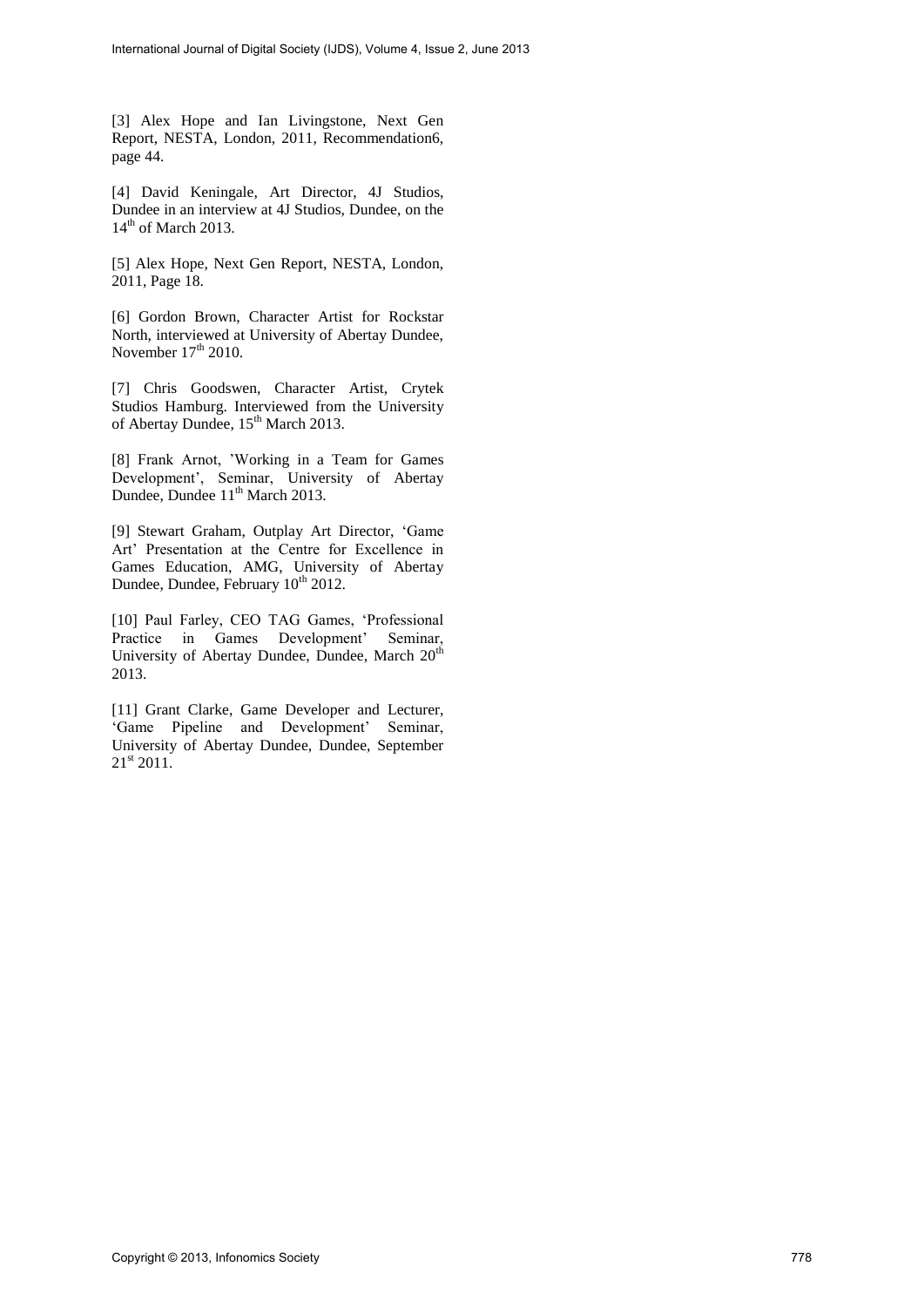[3] Alex Hope and Ian Livingstone, Next Gen Report, NESTA, London, 2011, Recommendation6, page 44.

[4] David Keningale, Art Director, 4J Studios, Dundee in an interview at 4J Studios, Dundee, on the 14th of March 2013.

[5] Alex Hope, Next Gen Report, NESTA, London, 2011, Page 18.

[6] Gordon Brown, Character Artist for Rockstar North, interviewed at University of Abertay Dundee, November 17th 2010.

[7] Chris Goodswen, Character Artist, Crytek Studios Hamburg. Interviewed from the University of Abertay Dundee, 15th March 2013.

[8] Frank Arnot, 'Working in a Team for Games Development', Seminar, University of Abertay Dundee, Dundee 11th March 2013.

[9] Stewart Graham, Outplay Art Director, 'Game Art' Presentation at the Centre for Excellence in Games Education, AMG, University of Abertay Dundee, Dundee, February 10th 2012.

[10] Paul Farley, CEO TAG Games, 'Professional Practice in Games Development' Seminar, University of Abertay Dundee, Dundee, March 20th 2013.

[11] Grant Clarke, Game Developer and Lecturer, 'Game Pipeline and Development' Seminar, University of Abertay Dundee, Dundee, September 21st 2011.